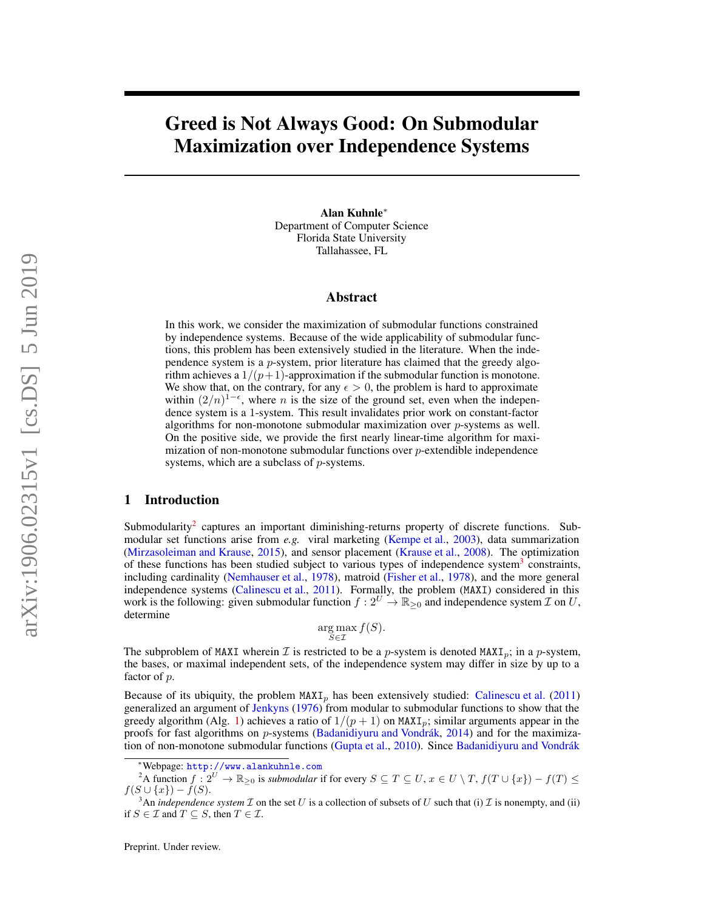# Greed is Not Always Good: On Submodular Maximization over Independence Systems

**Alan Kuhnle**[*]
Department of Computer Science
Florida State University
Tallahassee, FL

## Abstract

In this work, we consider the maximization of submodular functions constrained by independence systems. Because of the wide applicability of submodular functions, this problem has been extensively studied in the literature. When the independence system is a $p$-system, prior literature has claimed that the greedy algorithm achieves a $1/(p+1)$-approximation if the submodular function is monotone. We show that, on the contrary, for any $\epsilon > 0$, the problem is hard to approximate within $(2/n)^{1-\epsilon}$, where $n$ is the size of the ground set, even when the independence system is a 1-system. This result invalidates prior work on constant-factor algorithms for non-monotone submodular maximization over $p$-systems as well. On the positive side, we provide the first nearly linear-time algorithm for maximization of non-monotone submodular functions over $p$-extendible independence systems, which are a subclass of $p$-systems.

## 1 Introduction

Submodularity[2] captures an important diminishing-returns property of discrete functions. Submodular set functions arise from *e.g.* viral marketing (Kempe et al., 2003), data summarization (Mirzasoleiman and Krause, 2015), and sensor placement (Krause et al., 2008). The optimization of these functions has been studied subject to various types of independence system[3] constraints, including cardinality (Nemhauser et al., 1978), matroid (Fisher et al., 1978), and the more general independence systems (Calinescu et al., 2011). Formally, the problem (MAXI) considered in this work is the following: given submodular function $f : 2^U \to \mathbb{R}_{\geq 0}$ and independence system $\mathcal{I}$ on $U$, determine

$$\arg\max_{S \in \mathcal{I}} f(S).$$

The subproblem of MAXI wherein $\mathcal{I}$ is restricted to be a $p$-system is denoted MAXI$_p$; in a $p$-system, the bases, or maximal independent sets, of the independence system may differ in size by up to a factor of $p$.

Because of its ubiquity, the problem MAXI$_p$ has been extensively studied: Calinescu et al. (2011) generalized an argument of Jenkyns (1976) from modular to submodular functions to show that the greedy algorithm (Alg. 1) achieves a ratio of $1/(p+1)$ on MAXI$_p$; similar arguments appear in the proofs for fast algorithms on $p$-systems (Badanidiyuru and Vondrák, 2014) and for the maximization of non-monotone submodular functions (Gupta et al., 2010). Since Badanidiyuru and Vondrák

---

[*] Webpage: http://www.alankuhnle.com

[2] A function $f : 2^U \to \mathbb{R}_{\geq 0}$ is *submodular* if for every $S \subseteq T \subseteq U$, $x \in U \setminus T$, $f(T \cup \{x\}) - f(T) \leq f(S \cup \{x\}) - f(S)$.

[3] An *independence system* $\mathcal{I}$ on the set $U$ is a collection of subsets of $U$ such that (i) $\mathcal{I}$ is nonempty, and (ii) if $S \in \mathcal{I}$ and $T \subseteq S$, then $T \in \mathcal{I}$.

Preprint. Under review.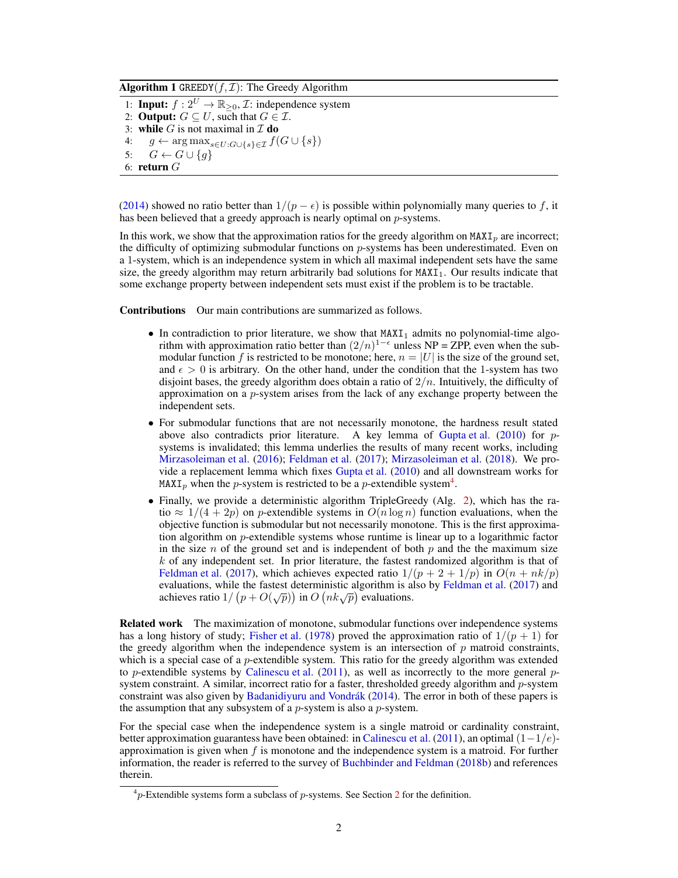**Algorithm 1** GREEDY$(f, \mathcal{I})$: The Greedy Algorithm

```
1: Input: f : 2^U → ℝ≥0, I: independence system
2: Output: G ⊆ U, such that G ∈ I.
3: while G is not maximal in I do
4:     g ← arg max_{s∈U:G∪{s}∈I} f(G ∪ {s})
5:     G ← G ∪ {g}
6: return G
```

(2014) showed no ratio better than $1/(p - \epsilon)$ is possible within polynomially many queries to $f$, it has been believed that a greedy approach is nearly optimal on $p$-systems.

In this work, we show that the approximation ratios for the greedy algorithm on MAXI$_p$ are incorrect; the difficulty of optimizing submodular functions on $p$-systems has been underestimated. Even on a 1-system, which is an independence system in which all maximal independent sets have the same size, the greedy algorithm may return arbitrarily bad solutions for MAXI$_1$. Our results indicate that some exchange property between independent sets must exist if the problem is to be tractable.

**Contributions** Our main contributions are summarized as follows.

- In contradiction to prior literature, we show that MAXI$_1$ admits no polynomial-time algorithm with approximation ratio better than $(2/n)^{1-\epsilon}$ unless NP = ZPP, even when the submodular function $f$ is restricted to be monotone; here, $n = |U|$ is the size of the ground set, and $\epsilon > 0$ is arbitrary. On the other hand, under the condition that the 1-system has two disjoint bases, the greedy algorithm does obtain a ratio of $2/n$. Intuitively, the difficulty of approximation on a $p$-system arises from the lack of any exchange property between the independent sets.
- For submodular functions that are not necessarily monotone, the hardness result stated above also contradicts prior literature. A key lemma of Gupta et al. (2010) for $p$-systems is invalidated; this lemma underlies the results of many recent works, including Mirzasoleiman et al. (2016); Feldman et al. (2017); Mirzasoleiman et al. (2018). We provide a replacement lemma which fixes Gupta et al. (2010) and all downstream works for MAXI$_p$ when the $p$-system is restricted to be a $p$-extendible system[4].
- Finally, we provide a deterministic algorithm TripleGreedy (Alg. 2), which has the ratio $\approx 1/(4 + 2p)$ on $p$-extendible systems in $O(n \log n)$ function evaluations, when the objective function is submodular but not necessarily monotone. This is the first approximation algorithm on $p$-extendible systems whose runtime is linear up to a logarithmic factor in the size $n$ of the ground set and is independent of both $p$ and the the maximum size $k$ of any independent set. In prior literature, the fastest randomized algorithm is that of Feldman et al. (2017), which achieves expected ratio $1/(p + 2 + 1/p)$ in $O(n + nk/p)$ evaluations, while the fastest deterministic algorithm is also by Feldman et al. (2017) and achieves ratio $1/\left(p + O(\sqrt{p})\right)$ in $O\left(nk\sqrt{p}\right)$ evaluations.

**Related work** The maximization of monotone, submodular functions over independence systems has a long history of study; Fisher et al. (1978) proved the approximation ratio of $1/(p + 1)$ for the greedy algorithm when the independence system is an intersection of $p$ matroid constraints, which is a special case of a $p$-extendible system. This ratio for the greedy algorithm was extended to $p$-extendible systems by Calinescu et al. (2011), as well as incorrectly to the more general $p$-system constraint. A similar, incorrect ratio for a faster, thresholded greedy algorithm and $p$-system constraint was also given by Badanidiyuru and Vondrák (2014). The error in both of these papers is the assumption that any subsystem of a $p$-system is also a $p$-system.

For the special case when the independence system is a single matroid or cardinality constraint, better approximation guarantess have been obtained: in Calinescu et al. (2011), an optimal $(1-1/e)$-approximation is given when $f$ is monotone and the independence system is a matroid. For further information, the reader is referred to the survey of Buchbinder and Feldman (2018b) and references therein.

[4] $p$-Extendible systems form a subclass of $p$-systems. See Section 2 for the definition.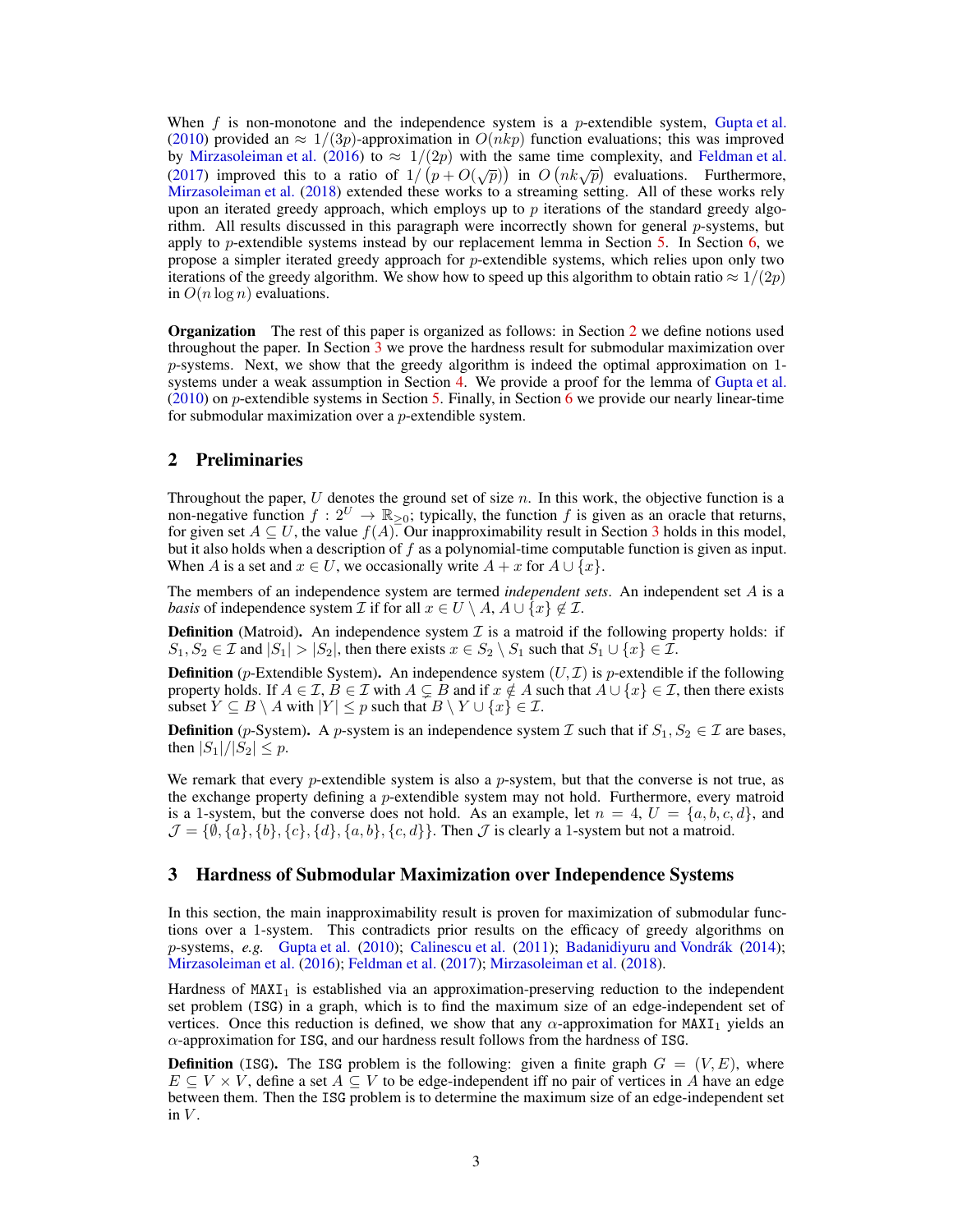When $f$ is non-monotone and the independence system is a $p$-extendible system, Gupta et al. (2010) provided an $\approx 1/(3p)$-approximation in $O(nkp)$ function evaluations; this was improved by Mirzasoleiman et al. (2016) to $\approx 1/(2p)$ with the same time complexity, and Feldman et al. (2017) improved this to a ratio of $1/\left(p + O(\sqrt{p})\right)$ in $O\left(nk\sqrt{p}\right)$ evaluations. Furthermore, Mirzasoleiman et al. (2018) extended these works to a streaming setting. All of these works rely upon an iterated greedy approach, which employs up to $p$ iterations of the standard greedy algorithm. All results discussed in this paragraph were incorrectly shown for general $p$-systems, but apply to $p$-extendible systems instead by our replacement lemma in Section 5. In Section 6, we propose a simpler iterated greedy approach for $p$-extendible systems, which relies upon only two iterations of the greedy algorithm. We show how to speed up this algorithm to obtain ratio $\approx 1/(2p)$ in $O(n \log n)$ evaluations.

**Organization** The rest of this paper is organized as follows: in Section 2 we define notions used throughout the paper. In Section 3 we prove the hardness result for submodular maximization over $p$-systems. Next, we show that the greedy algorithm is indeed the optimal approximation on 1-systems under a weak assumption in Section 4. We provide a proof for the lemma of Gupta et al. (2010) on $p$-extendible systems in Section 5. Finally, in Section 6 we provide our nearly linear-time for submodular maximization over a $p$-extendible system.

## 2 Preliminaries

Throughout the paper, $U$ denotes the ground set of size $n$. In this work, the objective function is a non-negative function $f : 2^U \to \mathbb{R}_{\geq 0}$; typically, the function $f$ is given as an oracle that returns, for given set $A \subseteq U$, the value $f(A)$. Our inapproximability result in Section 3 holds in this model, but it also holds when a description of $f$ as a polynomial-time computable function is given as input. When $A$ is a set and $x \in U$, we occasionally write $A + x$ for $A \cup \{x\}$.

The members of an independence system are termed *independent sets*. An independent set $A$ is a *basis* of independence system $\mathcal{I}$ if for all $x \in U \setminus A$, $A \cup \{x\} \notin \mathcal{I}$.

**Definition** (Matroid)**.** An independence system $\mathcal{I}$ is a matroid if the following property holds: if $S_1, S_2 \in \mathcal{I}$ and $|S_1| > |S_2|$, then there exists $x \in S_2 \setminus S_1$ such that $S_1 \cup \{x\} \in \mathcal{I}$.

**Definition** ($p$-Extendible System)**.** An independence system $(U, \mathcal{I})$ is $p$-extendible if the following property holds. If $A \in \mathcal{I}$, $B \in \mathcal{I}$ with $A \subsetneq B$ and if $x \notin A$ such that $A \cup \{x\} \in \mathcal{I}$, then there exists subset $Y \subseteq B \setminus A$ with $|Y| \leq p$ such that $B \setminus Y \cup \{x\} \in \mathcal{I}$.

**Definition** ($p$-System)**.** A $p$-system is an independence system $\mathcal{I}$ such that if $S_1, S_2 \in \mathcal{I}$ are bases, then $|S_1|/|S_2| \leq p$.

We remark that every $p$-extendible system is also a $p$-system, but that the converse is not true, as the exchange property defining a $p$-extendible system may not hold. Furthermore, every matroid is a 1-system, but the converse does not hold. As an example, let $n = 4$, $U = \{a, b, c, d\}$, and $\mathcal{J} = \{\emptyset, \{a\}, \{b\}, \{c\}, \{d\}, \{a, b\}, \{c, d\}\}$. Then $\mathcal{J}$ is clearly a 1-system but not a matroid.

## 3 Hardness of Submodular Maximization over Independence Systems

In this section, the main inapproximability result is proven for maximization of submodular functions over a 1-system. This contradicts prior results on the efficacy of greedy algorithms on $p$-systems, *e.g.* Gupta et al. (2010); Calinescu et al. (2011); Badanidiyuru and Vondrák (2014); Mirzasoleiman et al. (2016); Feldman et al. (2017); Mirzasoleiman et al. (2018).

Hardness of $\texttt{MAXI}_1$ is established via an approximation-preserving reduction to the independent set problem (ISG) in a graph, which is to find the maximum size of an edge-independent set of vertices. Once this reduction is defined, we show that any $\alpha$-approximation for $\texttt{MAXI}_1$ yields an $\alpha$-approximation for ISG, and our hardness result follows from the hardness of ISG.

**Definition** (ISG)**.** The ISG problem is the following: given a finite graph $G = (V, E)$, where $E \subseteq V \times V$, define a set $A \subseteq V$ to be edge-independent iff no pair of vertices in $A$ have an edge between them. Then the ISG problem is to determine the maximum size of an edge-independent set in $V$.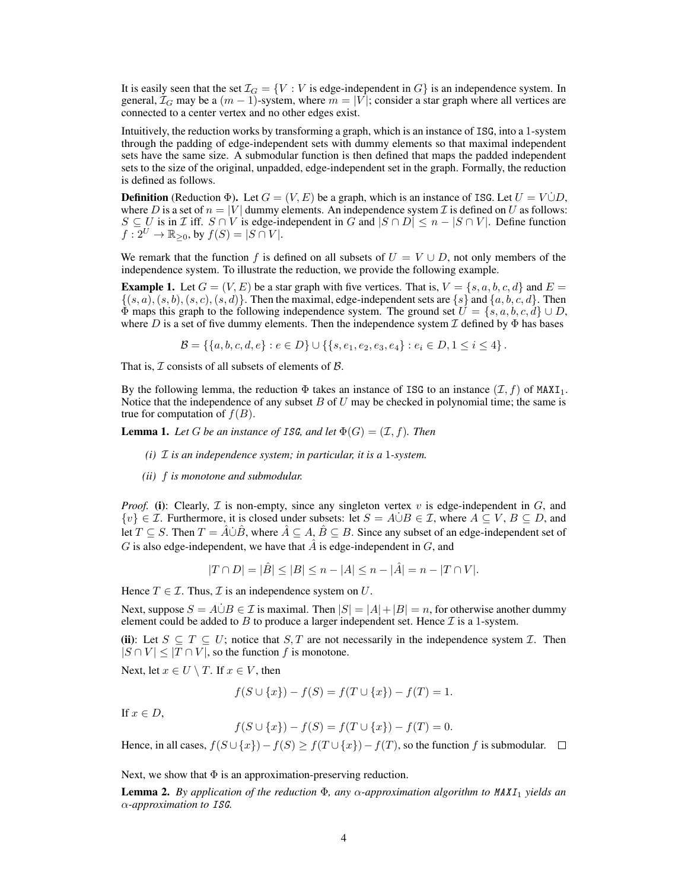It is easily seen that the set $\mathcal{I}_G = \{V : V \text{ is edge-independent in } G\}$ is an independence system. In general, $\mathcal{I}_G$ may be a $(m-1)$-system, where $m = |V|$; consider a star graph where all vertices are connected to a center vertex and no other edges exist.

Intuitively, the reduction works by transforming a graph, which is an instance of ISG, into a 1-system through the padding of edge-independent sets with dummy elements so that maximal independent sets have the same size. A submodular function is then defined that maps the padded independent sets to the size of the original, unpadded, edge-independent set in the graph. Formally, the reduction is defined as follows.

**Definition** (Reduction $\Phi$)**.** Let $G = (V, E)$ be a graph, which is an instance of ISG. Let $U = V \dot\cup D$, where $D$ is a set of $n = |V|$ dummy elements. An independence system $\mathcal{I}$ is defined on $U$ as follows: $S \subseteq U$ is in $\mathcal{I}$ iff. $S \cap V$ is edge-independent in $G$ and $|S \cap D| \leq n - |S \cap V|$. Define function $f : 2^U \to \mathbb{R}_{\geq 0}$, by $f(S) = |S \cap V|$.

We remark that the function $f$ is defined on all subsets of $U = V \cup D$, not only members of the independence system. To illustrate the reduction, we provide the following example.

**Example 1.** Let $G = (V, E)$ be a star graph with five vertices. That is, $V = \{s, a, b, c, d\}$ and $E = \{(s, a), (s, b), (s, c), (s, d)\}$. Then the maximal, edge-independent sets are $\{s\}$ and $\{a, b, c, d\}$. Then $\Phi$ maps this graph to the following independence system. The ground set $U = \{s, a, b, c, d\} \cup D$, where $D$ is a set of five dummy elements. Then the independence system $\mathcal{I}$ defined by $\Phi$ has bases

$$\mathcal{B} = \{\{a, b, c, d, e\} : e \in D\} \cup \{\{s, e_1, e_2, e_3, e_4\} : e_i \in D, 1 \leq i \leq 4\}.$$

That is, $\mathcal{I}$ consists of all subsets of elements of $\mathcal{B}$.

By the following lemma, the reduction $\Phi$ takes an instance of ISG to an instance $(\mathcal{I}, f)$ of $\texttt{MAXI}_1$. Notice that the independence of any subset $B$ of $U$ may be checked in polynomial time; the same is true for computation of $f(B)$.

**Lemma 1.** *Let $G$ be an instance of ISG, and let $\Phi(G) = (\mathcal{I}, f)$. Then*

*(i) $\mathcal{I}$ is an independence system; in particular, it is a 1-system.*

*(ii) $f$ is monotone and submodular.*

*Proof.* **(i)**: Clearly, $\mathcal{I}$ is non-empty, since any singleton vertex $v$ is edge-independent in $G$, and $\{v\} \in \mathcal{I}$. Furthermore, it is closed under subsets: let $S = A \dot\cup B \in \mathcal{I}$, where $A \subseteq V$, $B \subseteq D$, and let $T \subseteq S$. Then $T = \hat{A} \dot\cup \hat{B}$, where $\hat{A} \subseteq A$, $\hat{B} \subseteq B$. Since any subset of an edge-independent set of $G$ is also edge-independent, we have that $\hat{A}$ is edge-independent in $G$, and

$$|T \cap D| = |\hat{B}| \leq |B| \leq n - |A| \leq n - |\hat{A}| = n - |T \cap V|.$$

Hence $T \in \mathcal{I}$. Thus, $\mathcal{I}$ is an independence system on $U$.

Next, suppose $S = A \dot\cup B \in \mathcal{I}$ is maximal. Then $|S| = |A| + |B| = n$, for otherwise another dummy element could be added to $B$ to produce a larger independent set. Hence $\mathcal{I}$ is a 1-system.

**(ii)**: Let $S \subseteq T \subseteq U$; notice that $S, T$ are not necessarily in the independence system $\mathcal{I}$. Then $|S \cap V| \leq |T \cap V|$, so the function $f$ is monotone.

Next, let $x \in U \setminus T$. If $x \in V$, then

$$f(S \cup \{x\}) - f(S) = f(T \cup \{x\}) - f(T) = 1.$$

If $x \in D$,

$$f(S \cup \{x\}) - f(S) = f(T \cup \{x\}) - f(T) = 0.$$

Hence, in all cases, $f(S \cup \{x\}) - f(S) \geq f(T \cup \{x\}) - f(T)$, so the function $f$ is submodular. $\square$

Next, we show that $\Phi$ is an approximation-preserving reduction.

**Lemma 2.** *By application of the reduction $\Phi$, any $\alpha$-approximation algorithm to $\texttt{MAXI}_1$ yields an $\alpha$-approximation to ISG.*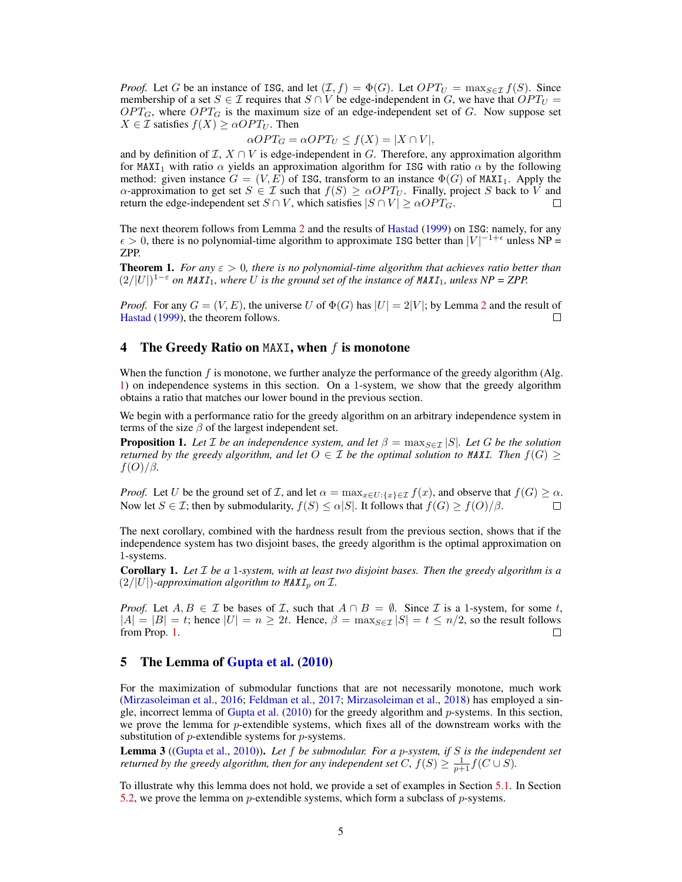*Proof.* Let $G$ be an instance of ISG, and let $(\mathcal{I}, f) = \Phi(G)$. Let $OPT_U = \max_{S \in \mathcal{I}} f(S)$. Since membership of a set $S \in \mathcal{I}$ requires that $S \cap V$ be edge-independent in $G$, we have that $OPT_U = OPT_G$, where $OPT_G$ is the maximum size of an edge-independent set of $G$. Now suppose set $X \in \mathcal{I}$ satisfies $f(X) \geq \alpha OPT_U$. Then

$$\alpha OPT_G = \alpha OPT_U \leq f(X) = |X \cap V|,$$

and by definition of $\mathcal{I}$, $X \cap V$ is edge-independent in $G$. Therefore, any approximation algorithm for $\texttt{MAXI}_1$ with ratio $\alpha$ yields an approximation algorithm for ISG with ratio $\alpha$ by the following method: given instance $G = (V, E)$ of ISG, transform to an instance $\Phi(G)$ of $\texttt{MAXI}_1$. Apply the $\alpha$-approximation to get set $S \in \mathcal{I}$ such that $f(S) \geq \alpha OPT_U$. Finally, project $S$ back to $V$ and return the edge-independent set $S \cap V$, which satisfies $|S \cap V| \geq \alpha OPT_G$. □

The next theorem follows from Lemma 2 and the results of Hastad (1999) on ISG: namely, for any $\epsilon > 0$, there is no polynomial-time algorithm to approximate ISG better than $|V|^{-1+\epsilon}$ unless NP = ZPP.

**Theorem 1.** *For any $\varepsilon > 0$, there is no polynomial-time algorithm that achieves ratio better than $(2/|U|)^{1-\varepsilon}$ on $\texttt{MAXI}_1$, where $U$ is the ground set of the instance of $\texttt{MAXI}_1$, unless NP = ZPP.*

*Proof.* For any $G = (V, E)$, the universe $U$ of $\Phi(G)$ has $|U| = 2|V|$; by Lemma 2 and the result of Hastad (1999), the theorem follows. □

## 4 The Greedy Ratio on MAXI, when $f$ is monotone

When the function $f$ is monotone, we further analyze the performance of the greedy algorithm (Alg. 1) on independence systems in this section. On a 1-system, we show that the greedy algorithm obtains a ratio that matches our lower bound in the previous section.

We begin with a performance ratio for the greedy algorithm on an arbitrary independence system in terms of the size $\beta$ of the largest independent set.

**Proposition 1.** *Let $\mathcal{I}$ be an independence system, and let $\beta = \max_{S \in \mathcal{I}} |S|$. Let $G$ be the solution returned by the greedy algorithm, and let $O \in \mathcal{I}$ be the optimal solution to MAXI. Then $f(G) \geq f(O)/\beta$.*

*Proof.* Let $U$ be the ground set of $\mathcal{I}$, and let $\alpha = \max_{x \in U : \{x\} \in \mathcal{I}} f(x)$, and observe that $f(G) \geq \alpha$. Now let $S \in \mathcal{I}$; then by submodularity, $f(S) \leq \alpha |S|$. It follows that $f(G) \geq f(O)/\beta$. □

The next corollary, combined with the hardness result from the previous section, shows that if the independence system has two disjoint bases, the greedy algorithm is the optimal approximation on 1-systems.

**Corollary 1.** *Let $\mathcal{I}$ be a 1-system, with at least two disjoint bases. Then the greedy algorithm is a $(2/|U|)$-approximation algorithm to $\texttt{MAXI}_p$ on $\mathcal{I}$.*

*Proof.* Let $A, B \in \mathcal{I}$ be bases of $\mathcal{I}$, such that $A \cap B = \emptyset$. Since $\mathcal{I}$ is a 1-system, for some $t$, $|A| = |B| = t$; hence $|U| = n \geq 2t$. Hence, $\beta = \max_{S \in \mathcal{I}} |S| = t \leq n/2$, so the result follows from Prop. 1. □

## 5 The Lemma of Gupta et al. (2010)

For the maximization of submodular functions that are not necessarily monotone, much work (Mirzasoleiman et al., 2016; Feldman et al., 2017; Mirzasoleiman et al., 2018) has employed a single, incorrect lemma of Gupta et al. (2010) for the greedy algorithm and $p$-systems. In this section, we prove the lemma for $p$-extendible systems, which fixes all of the downstream works with the substitution of $p$-extendible systems for $p$-systems.

**Lemma 3** ((Gupta et al., 2010)). *Let $f$ be submodular. For a $p$-system, if $S$ is the independent set returned by the greedy algorithm, then for any independent set $C$, $f(S) \geq \frac{1}{p+1} f(C \cup S)$.*

To illustrate why this lemma does not hold, we provide a set of examples in Section 5.1. In Section 5.2, we prove the lemma on $p$-extendible systems, which form a subclass of $p$-systems.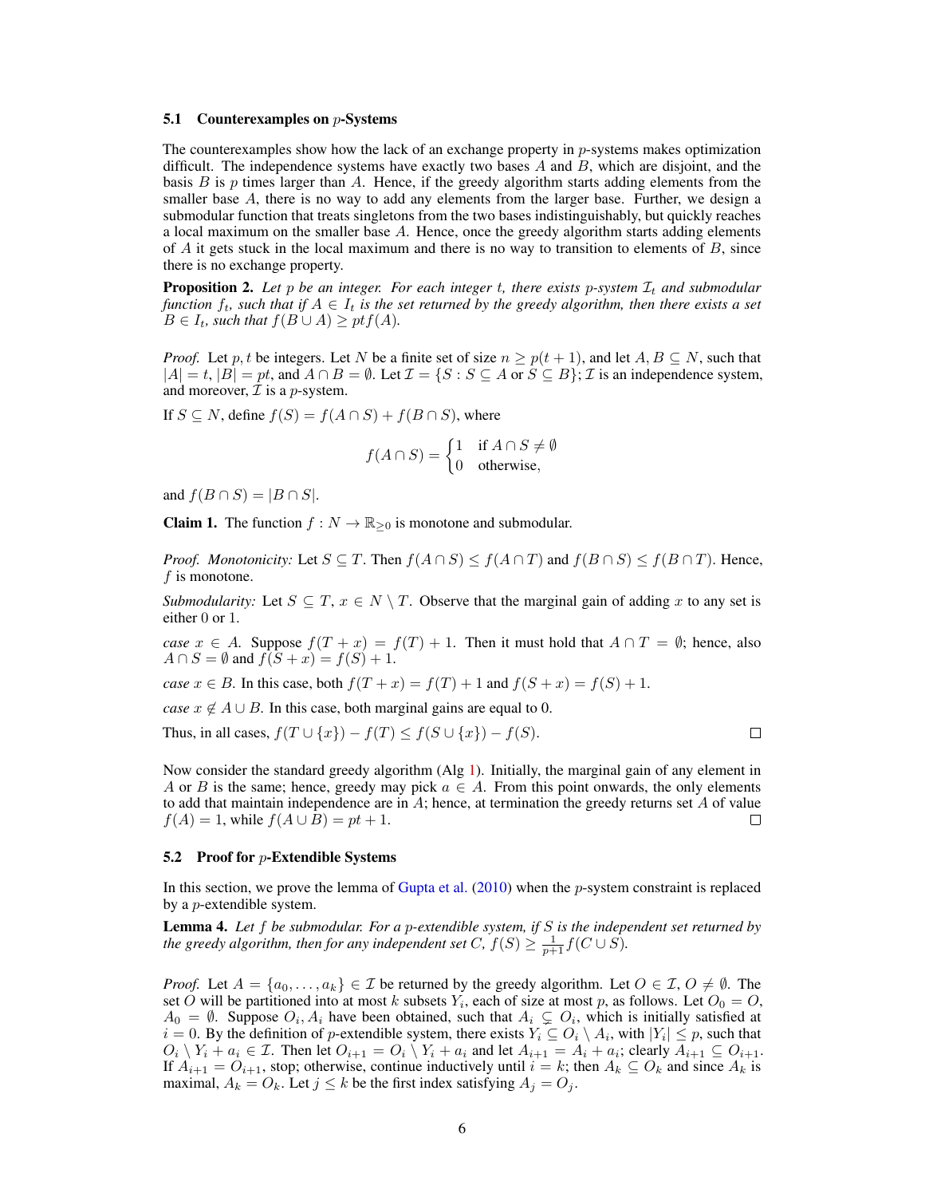### 5.1 Counterexamples on $p$-Systems

The counterexamples show how the lack of an exchange property in $p$-systems makes optimization difficult. The independence systems have exactly two bases $A$ and $B$, which are disjoint, and the basis $B$ is $p$ times larger than $A$. Hence, if the greedy algorithm starts adding elements from the smaller base $A$, there is no way to add any elements from the larger base. Further, we design a submodular function that treats singletons from the two bases indistinguishably, but quickly reaches a local maximum on the smaller base $A$. Hence, once the greedy algorithm starts adding elements of $A$ it gets stuck in the local maximum and there is no way to transition to elements of $B$, since there is no exchange property.

**Proposition 2.** *Let $p$ be an integer. For each integer $t$, there exists $p$-system $\mathcal{I}_t$ and submodular function $f_t$, such that if $A \in I_t$ is the set returned by the greedy algorithm, then there exists a set $B \in I_t$, such that $f(B \cup A) \geq ptf(A)$.*

*Proof.* Let $p, t$ be integers. Let $N$ be a finite set of size $n \geq p(t+1)$, and let $A, B \subseteq N$, such that $|A| = t$, $|B| = pt$, and $A \cap B = \emptyset$. Let $\mathcal{I} = \{S : S \subseteq A \text{ or } S \subseteq B\}$; $\mathcal{I}$ is an independence system, and moreover, $\mathcal{I}$ is a $p$-system.

If $S \subseteq N$, define $f(S) = f(A \cap S) + f(B \cap S)$, where

$$f(A \cap S) = \begin{cases} 1 & \text{if } A \cap S \neq \emptyset \\ 0 & \text{otherwise,} \end{cases}$$

and $f(B \cap S) = |B \cap S|$.

**Claim 1.** The function $f : N \to \mathbb{R}_{\geq 0}$ is monotone and submodular.

*Proof. Monotonicity:* Let $S \subseteq T$. Then $f(A \cap S) \leq f(A \cap T)$ and $f(B \cap S) \leq f(B \cap T)$. Hence, $f$ is monotone.

*Submodularity:* Let $S \subseteq T$, $x \in N \setminus T$. Observe that the marginal gain of adding $x$ to any set is either 0 or 1.

*case* $x \in A$. Suppose $f(T + x) = f(T) + 1$. Then it must hold that $A \cap T = \emptyset$; hence, also $A \cap S = \emptyset$ and $f(S + x) = f(S) + 1$.

*case* $x \in B$. In this case, both $f(T + x) = f(T) + 1$ and $f(S + x) = f(S) + 1$.

*case* $x \notin A \cup B$. In this case, both marginal gains are equal to 0.

Thus, in all cases, $f(T \cup \{x\}) - f(T) \leq f(S \cup \{x\}) - f(S)$. ∎

Now consider the standard greedy algorithm (Alg 1). Initially, the marginal gain of any element in $A$ or $B$ is the same; hence, greedy may pick $a \in A$. From this point onwards, the only elements to add that maintain independence are in $A$; hence, at termination the greedy returns set $A$ of value $f(A) = 1$, while $f(A \cup B) = pt + 1$. ∎

### 5.2 Proof for $p$-Extendible Systems

In this section, we prove the lemma of Gupta et al. (2010) when the $p$-system constraint is replaced by a $p$-extendible system.

**Lemma 4.** *Let $f$ be submodular. For a $p$-extendible system, if $S$ is the independent set returned by the greedy algorithm, then for any independent set $C$, $f(S) \geq \frac{1}{p+1} f(C \cup S)$.*

*Proof.* Let $A = \{a_0, \ldots, a_k\} \in \mathcal{I}$ be returned by the greedy algorithm. Let $O \in \mathcal{I}$, $O \neq \emptyset$. The set $O$ will be partitioned into at most $k$ subsets $Y_i$, each of size at most $p$, as follows. Let $O_0 = O$, $A_0 = \emptyset$. Suppose $O_i, A_i$ have been obtained, such that $A_i \subsetneq O_i$, which is initially satisfied at $i = 0$. By the definition of $p$-extendible system, there exists $Y_i \subseteq O_i \setminus A_i$, with $|Y_i| \leq p$, such that $O_i \setminus Y_i + a_i \in \mathcal{I}$. Then let $O_{i+1} = O_i \setminus Y_i + a_i$ and let $A_{i+1} = A_i + a_i$; clearly $A_{i+1} \subseteq O_{i+1}$. If $A_{i+1} = O_{i+1}$, stop; otherwise, continue inductively until $i = k$; then $A_k \subseteq O_k$ and since $A_k$ is maximal, $A_k = O_k$. Let $j \leq k$ be the first index satisfying $A_j = O_j$.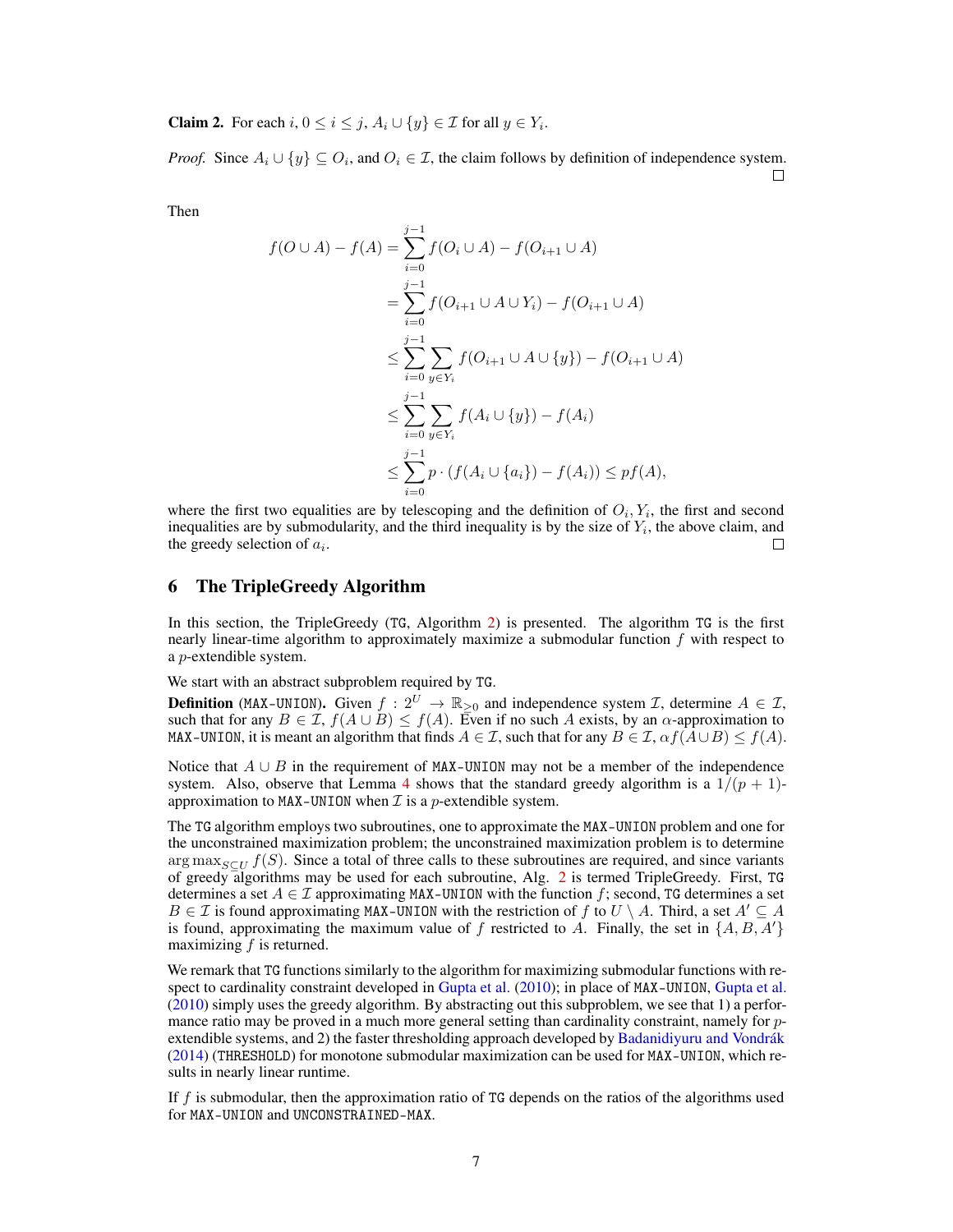**Claim 2.** For each $i$, $0 \le i \le j$, $A_i \cup \{y\} \in \mathcal{I}$ for all $y \in Y_i$.

*Proof.* Since $A_i \cup \{y\} \subseteq O_i$, and $O_i \in \mathcal{I}$, the claim follows by definition of independence system. $\square$

Then

$$
\begin{aligned}
f(O \cup A) - f(A) &= \sum_{i=0}^{j-1} f(O_i \cup A) - f(O_{i+1} \cup A) \\
&= \sum_{i=0}^{j-1} f(O_{i+1} \cup A \cup Y_i) - f(O_{i+1} \cup A) \\
&\le \sum_{i=0}^{j-1} \sum_{y \in Y_i} f(O_{i+1} \cup A \cup \{y\}) - f(O_{i+1} \cup A) \\
&\le \sum_{i=0}^{j-1} \sum_{y \in Y_i} f(A_i \cup \{y\}) - f(A_i) \\
&\le \sum_{i=0}^{j-1} p \cdot (f(A_i \cup \{a_i\}) - f(A_i)) \le pf(A),
\end{aligned}
$$

where the first two equalities are by telescoping and the definition of $O_i, Y_i$, the first and second inequalities are by submodularity, and the third inequality is by the size of $Y_i$, the above claim, and the greedy selection of $a_i$. $\square$

## 6 The TripleGreedy Algorithm

In this section, the TripleGreedy (TG, Algorithm 2) is presented. The algorithm TG is the first nearly linear-time algorithm to approximately maximize a submodular function $f$ with respect to a $p$-extendible system.

We start with an abstract subproblem required by TG.

**Definition** (MAX-UNION)**.** Given $f : 2^U \to \mathbb{R}_{\ge 0}$ and independence system $\mathcal{I}$, determine $A \in \mathcal{I}$, such that for any $B \in \mathcal{I}$, $f(A \cup B) \le f(A)$. Even if no such $A$ exists, by an $\alpha$-approximation to MAX-UNION, it is meant an algorithm that finds $A \in \mathcal{I}$, such that for any $B \in \mathcal{I}$, $\alpha f(A \cup B) \le f(A)$.

Notice that $A \cup B$ in the requirement of MAX-UNION may not be a member of the independence system. Also, observe that Lemma 4 shows that the standard greedy algorithm is a $1/(p+1)$-approximation to MAX-UNION when $\mathcal{I}$ is a $p$-extendible system.

The TG algorithm employs two subroutines, one to approximate the MAX-UNION problem and one for the unconstrained maximization problem; the unconstrained maximization problem is to determine $\arg\max_{S \subseteq U} f(S)$. Since a total of three calls to these subroutines are required, and since variants of greedy algorithms may be used for each subroutine, Alg. 2 is termed TripleGreedy. First, TG determines a set $A \in \mathcal{I}$ approximating MAX-UNION with the function $f$; second, TG determines a set $B \in \mathcal{I}$ is found approximating MAX-UNION with the restriction of $f$ to $U \setminus A$. Third, a set $A' \subseteq A$ is found, approximating the maximum value of $f$ restricted to $A$. Finally, the set in $\{A, B, A'\}$ maximizing $f$ is returned.

We remark that TG functions similarly to the algorithm for maximizing submodular functions with respect to cardinality constraint developed in Gupta et al. (2010); in place of MAX-UNION, Gupta et al. (2010) simply uses the greedy algorithm. By abstracting out this subproblem, we see that 1) a performance ratio may be proved in a much more general setting than cardinality constraint, namely for $p$-extendible systems, and 2) the faster thresholding approach developed by Badanidiyuru and Vondrák (2014) (THRESHOLD) for monotone submodular maximization can be used for MAX-UNION, which results in nearly linear runtime.

If $f$ is submodular, then the approximation ratio of TG depends on the ratios of the algorithms used for MAX-UNION and UNCONSTRAINED-MAX.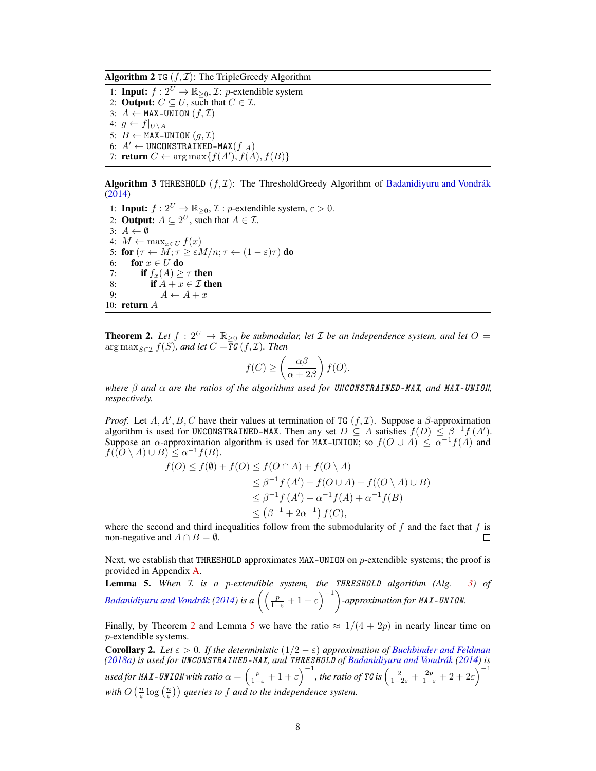**Algorithm 2** `TG` $(f, \mathcal{I})$: The TripleGreedy Algorithm

```
1: Input: f : 2^U → R_{≥0}, I: p-extendible system
2: Output: C ⊆ U, such that C ∈ I.
3: A ← MAX-UNION (f, I)
4: g ← f|_{U\A}
5: B ← MAX-UNION (g, I)
6: A' ← UNCONSTRAINED-MAX(f|_A)
7: return C ← arg max{f(A'), f(A), f(B)}
```

**Algorithm 3** `THRESHOLD` $(f, \mathcal{I})$: The ThresholdGreedy Algorithm of Badanidiyuru and Vondrák (2014)

```
1: Input: f : 2^U → R_{≥0}, I : p-extendible system, ε > 0.
2: Output: A ⊆ 2^U, such that A ∈ I.
3: A ← ∅
4: M ← max_{x∈U} f(x)
5: for (τ ← M; τ ≥ εM/n; τ ← (1 − ε)τ) do
6:     for x ∈ U do
7:         if f_x(A) ≥ τ then
8:             if A + x ∈ I then
9:                 A ← A + x
10: return A
```

**Theorem 2.** *Let $f : 2^U \to \mathbb{R}_{\geq 0}$ be submodular, let $\mathcal{I}$ be an independence system, and let $O = \arg\max_{S \in \mathcal{I}} f(S)$, and let $C =$ `TG` $(f, \mathcal{I})$. Then*

$$f(C) \geq \left( \frac{\alpha\beta}{\alpha + 2\beta} \right) f(O).$$

*where $\beta$ and $\alpha$ are the ratios of the algorithms used for `UNCONSTRAINED-MAX`, and `MAX-UNION`, respectively.*

*Proof.* Let $A, A', B, C$ have their values at termination of `TG` $(f, \mathcal{I})$. Suppose a $\beta$-approximation algorithm is used for `UNCONSTRAINED-MAX`. Then any set $D \subseteq A$ satisfies $f(D) \leq \beta^{-1} f(A')$. Suppose an $\alpha$-approximation algorithm is used for `MAX-UNION`; so $f(O \cup A) \leq \alpha^{-1} f(A)$ and $f((O \setminus A) \cup B) \leq \alpha^{-1} f(B)$.

$$\begin{aligned}
f(O) \leq f(\emptyset) + f(O) &\leq f(O \cap A) + f(O \setminus A) \\
&\leq \beta^{-1} f(A') + f(O \cup A) + f((O \setminus A) \cup B) \\
&\leq \beta^{-1} f(A') + \alpha^{-1} f(A) + \alpha^{-1} f(B) \\
&\leq \left(\beta^{-1} + 2\alpha^{-1}\right) f(C),
\end{aligned}$$

where the second and third inequalities follow from the submodularity of $f$ and the fact that $f$ is non-negative and $A \cap B = \emptyset$. $\square$

Next, we establish that `THRESHOLD` approximates `MAX-UNION` on $p$-extendible systems; the proof is provided in Appendix A.

**Lemma 5.** *When $\mathcal{I}$ is a $p$-extendible system, the `THRESHOLD` algorithm (Alg. 3) of Badanidiyuru and Vondrák (2014) is a $\left( \left( \frac{p}{1-\varepsilon} + 1 + \varepsilon \right)^{-1} \right)$-approximation for `MAX-UNION`.*

Finally, by Theorem 2 and Lemma 5 we have the ratio $\approx 1/(4 + 2p)$ in nearly linear time on $p$-extendible systems.

**Corollary 2.** *Let $\varepsilon > 0$. If the deterministic $(1/2 - \varepsilon)$ approximation of Buchbinder and Feldman (2018a) is used for `UNCONSTRAINED-MAX`, and `THRESHOLD` of Badanidiyuru and Vondrák (2014) is used for `MAX-UNION` with ratio $\alpha = \left( \frac{p}{1-\varepsilon} + 1 + \varepsilon \right)^{-1}$, the ratio of `TG` is $\left( \frac{2}{1-2\varepsilon} + \frac{2p}{1-\varepsilon} + 2 + 2\varepsilon \right)^{-1}$ with $O\left(\frac{n}{\varepsilon} \log\left(\frac{n}{\varepsilon}\right)\right)$ queries to $f$ and to the independence system.*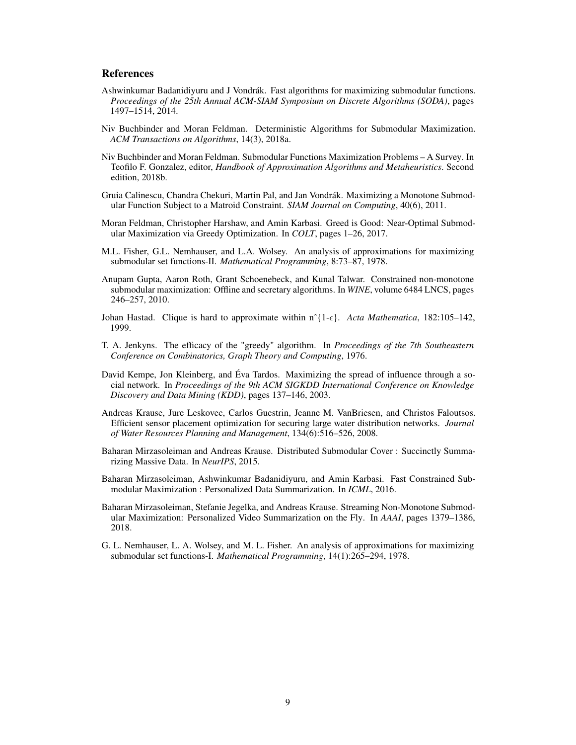## References

Ashwinkumar Badanidiyuru and J Vondrák. Fast algorithms for maximizing submodular functions. *Proceedings of the 25th Annual ACM-SIAM Symposium on Discrete Algorithms (SODA)*, pages 1497–1514, 2014.

Niv Buchbinder and Moran Feldman. Deterministic Algorithms for Submodular Maximization. *ACM Transactions on Algorithms*, 14(3), 2018a.

Niv Buchbinder and Moran Feldman. Submodular Functions Maximization Problems – A Survey. In Teofilo F. Gonzalez, editor, *Handbook of Approximation Algorithms and Metaheuristics*. Second edition, 2018b.

Gruia Calinescu, Chandra Chekuri, Martin Pal, and Jan Vondrák. Maximizing a Monotone Submodular Function Subject to a Matroid Constraint. *SIAM Journal on Computing*, 40(6), 2011.

Moran Feldman, Christopher Harshaw, and Amin Karbasi. Greed is Good: Near-Optimal Submodular Maximization via Greedy Optimization. In *COLT*, pages 1–26, 2017.

M.L. Fisher, G.L. Nemhauser, and L.A. Wolsey. An analysis of approximations for maximizing submodular set functions-II. *Mathematical Programming*, 8:73–87, 1978.

Anupam Gupta, Aaron Roth, Grant Schoenebeck, and Kunal Talwar. Constrained non-monotone submodular maximization: Offline and secretary algorithms. In *WINE*, volume 6484 LNCS, pages 246–257, 2010.

Johan Hastad. Clique is hard to approximate within n^{1-$\epsilon$}. *Acta Mathematica*, 182:105–142, 1999.

T. A. Jenkyns. The efficacy of the "greedy" algorithm. In *Proceedings of the 7th Southeastern Conference on Combinatorics, Graph Theory and Computing*, 1976.

David Kempe, Jon Kleinberg, and Éva Tardos. Maximizing the spread of influence through a social network. In *Proceedings of the 9th ACM SIGKDD International Conference on Knowledge Discovery and Data Mining (KDD)*, pages 137–146, 2003.

Andreas Krause, Jure Leskovec, Carlos Guestrin, Jeanne M. VanBriesen, and Christos Faloutsos. Efficient sensor placement optimization for securing large water distribution networks. *Journal of Water Resources Planning and Management*, 134(6):516–526, 2008.

Baharan Mirzasoleiman and Andreas Krause. Distributed Submodular Cover : Succinctly Summarizing Massive Data. In *NeurIPS*, 2015.

Baharan Mirzasoleiman, Ashwinkumar Badanidiyuru, and Amin Karbasi. Fast Constrained Submodular Maximization : Personalized Data Summarization. In *ICML*, 2016.

Baharan Mirzasoleiman, Stefanie Jegelka, and Andreas Krause. Streaming Non-Monotone Submodular Maximization: Personalized Video Summarization on the Fly. In *AAAI*, pages 1379–1386, 2018.

G. L. Nemhauser, L. A. Wolsey, and M. L. Fisher. An analysis of approximations for maximizing submodular set functions-I. *Mathematical Programming*, 14(1):265–294, 1978.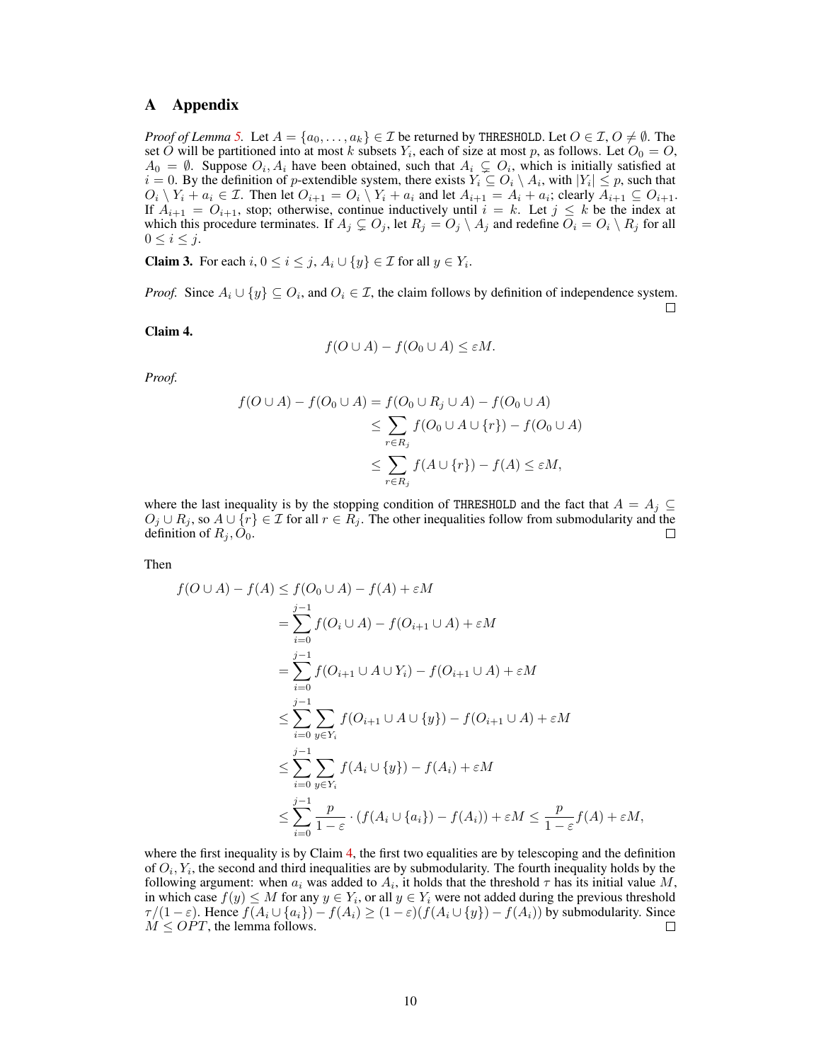# A Appendix

*Proof of Lemma 5.* Let $A = \{a_0, \ldots, a_k\} \in \mathcal{I}$ be returned by THRESHOLD. Let $O \in \mathcal{I}$, $O \neq \emptyset$. The set $O$ will be partitioned into at most $k$ subsets $Y_i$, each of size at most $p$, as follows. Let $O_0 = O$, $A_0 = \emptyset$. Suppose $O_i, A_i$ have been obtained, such that $A_i \subsetneq O_i$, which is initially satisfied at $i = 0$. By the definition of $p$-extendible system, there exists $Y_i \subseteq O_i \setminus A_i$, with $|Y_i| \leq p$, such that $O_i \setminus Y_i + a_i \in \mathcal{I}$. Then let $O_{i+1} = O_i \setminus Y_i + a_i$ and let $A_{i+1} = A_i + a_i$; clearly $A_{i+1} \subseteq O_{i+1}$. If $A_{i+1} = O_{i+1}$, stop; otherwise, continue inductively until $i = k$. Let $j \leq k$ be the index at which this procedure terminates. If $A_j \subsetneq O_j$, let $R_j = O_j \setminus A_j$ and redefine $O_i = O_i \setminus R_j$ for all $0 \leq i \leq j$.

**Claim 3.** For each $i$, $0 \leq i \leq j$, $A_i \cup \{y\} \in \mathcal{I}$ for all $y \in Y_i$.

*Proof.* Since $A_i \cup \{y\} \subseteq O_i$, and $O_i \in \mathcal{I}$, the claim follows by definition of independence system. □

**Claim 4.**

$$f(O \cup A) - f(O_0 \cup A) \leq \varepsilon M.$$

*Proof.*

$$\begin{aligned}
f(O \cup A) - f(O_0 \cup A) &= f(O_0 \cup R_j \cup A) - f(O_0 \cup A) \\
&\leq \sum_{r \in R_j} f(O_0 \cup A \cup \{r\}) - f(O_0 \cup A) \\
&\leq \sum_{r \in R_j} f(A \cup \{r\}) - f(A) \leq \varepsilon M,
\end{aligned}$$

where the last inequality is by the stopping condition of THRESHOLD and the fact that $A = A_j \subseteq O_j \cup R_j$, so $A \cup \{r\} \in \mathcal{I}$ for all $r \in R_j$. The other inequalities follow from submodularity and the definition of $R_j, O_0$. □

Then

$$\begin{aligned}
f(O \cup A) - f(A) &\leq f(O_0 \cup A) - f(A) + \varepsilon M \\
&= \sum_{i=0}^{j-1} f(O_i \cup A) - f(O_{i+1} \cup A) + \varepsilon M \\
&= \sum_{i=0}^{j-1} f(O_{i+1} \cup A \cup Y_i) - f(O_{i+1} \cup A) + \varepsilon M \\
&\leq \sum_{i=0}^{j-1} \sum_{y \in Y_i} f(O_{i+1} \cup A \cup \{y\}) - f(O_{i+1} \cup A) + \varepsilon M \\
&\leq \sum_{i=0}^{j-1} \sum_{y \in Y_i} f(A_i \cup \{y\}) - f(A_i) + \varepsilon M \\
&\leq \sum_{i=0}^{j-1} \frac{p}{1 - \varepsilon} \cdot (f(A_i \cup \{a_i\}) - f(A_i)) + \varepsilon M \leq \frac{p}{1 - \varepsilon} f(A) + \varepsilon M,
\end{aligned}$$

where the first inequality is by Claim 4, the first two equalities are by telescoping and the definition of $O_i, Y_i$, the second and third inequalities are by submodularity. The fourth inequality holds by the following argument: when $a_i$ was added to $A_i$, it holds that the threshold $\tau$ has its initial value $M$, in which case $f(y) \leq M$ for any $y \in Y_i$, or all $y \in Y_i$ were not added during the previous threshold $\tau/(1 - \varepsilon)$. Hence $f(A_i \cup \{a_i\}) - f(A_i) \geq (1 - \varepsilon)(f(A_i \cup \{y\}) - f(A_i))$ by submodularity. Since $M \leq OPT$, the lemma follows. □